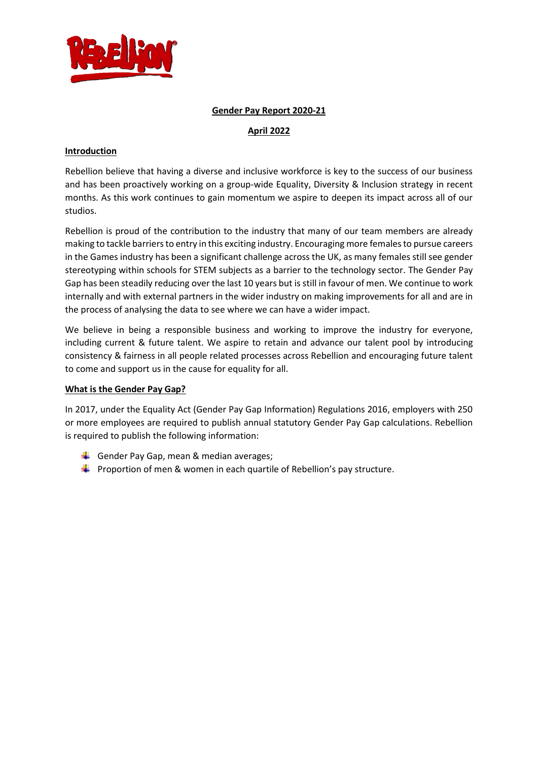**Gender Pay Report 2020-21**

**April 2022**

## Introduction

Rebellion believe that having a diverse and inclusive workforce is key to the success of our business and has been proactively working on a group-wide Equality, Diversity & Inclusion strategy in recent months. As this work continues to gain momentum we aspire to deepen its impact across all of our studios.

Rebellion is proud of the contribution to the industry that many of our team members are already making to tackle barriers to entry in this exciting industry. Encouraging more females to pursue careers in the Games industry has been a significant challenge across the UK, as many females still see gender stereotyping within schools for STEM subjects as a barrier to the technology sector. The Gender Pay Gap has been steadily reducing over the last 10 years but is still in favour of men. We continue to work internally and with external partners in the wider industry on making improvements for all and are in the process of analysing the data to see where we can have a wider impact.

We believe in being a responsible business and working to improve the industry for everyone, including current & future talent. We aspire to retain and advance our talent pool by introducing consistency & fairness in all people related processes across Rebellion and encouraging future talent to come and support us in the cause for equality for all.

## What is the Gender Pay Gap?

In 2017, under the Equality Act (Gender Pay Gap Information) Regulations 2016, employers with 250 or more employees are required to publish annual statutory Gender Pay Gap calculations. Rebellion is required to publish the following information:

- Gender Pay Gap, mean & median averages;
- Proportion of men & women in each quartile of Rebellion's pay structure.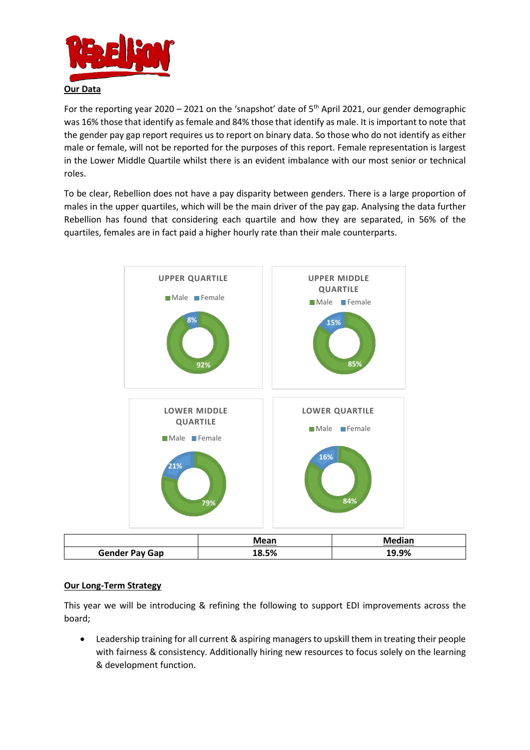## Our Data

For the reporting year 2020 – 2021 on the 'snapshot' date of 5th April 2021, our gender demographic was 16% those that identify as female and 84% those that identify as male. It is important to note that the gender pay gap report requires us to report on binary data. So those who do not identify as either male or female, will not be reported for the purposes of this report. Female representation is largest in the Lower Middle Quartile whilst there is an evident imbalance with our most senior or technical roles.

To be clear, Rebellion does not have a pay disparity between genders. There is a large proportion of males in the upper quartiles, which will be the main driver of the pay gap. Analysing the data further Rebellion has found that considering each quartile and how they are separated, in 56% of the quartiles, females are in fact paid a higher hourly rate than their male counterparts.

**UPPER QUARTILE**

Male: 92% | Female: 8%

**UPPER MIDDLE QUARTILE**

Male: 85% | Female: 15%

**LOWER MIDDLE QUARTILE**

Male: 79% | Female: 21%

**LOWER QUARTILE**

Male: 84% | Female: 16%

| | Mean | Median |
|---|---|---|
| **Gender Pay Gap** | **18.5%** | **19.9%** |

## Our Long-Term Strategy

This year we will be introducing & refining the following to support EDI improvements across the board;

- Leadership training for all current & aspiring managers to upskill them in treating their people with fairness & consistency. Additionally hiring new resources to focus solely on the learning & development function.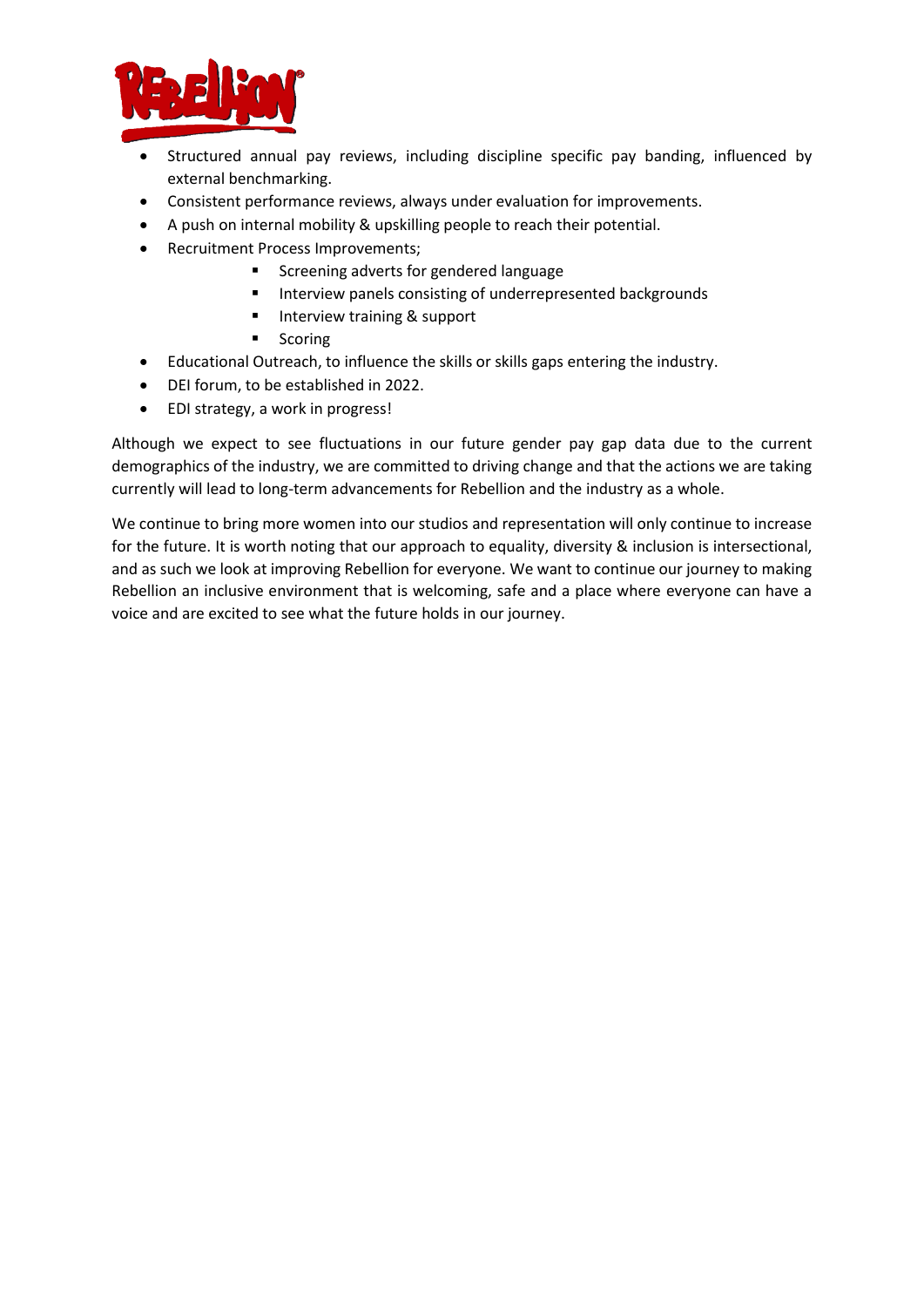- Structured annual pay reviews, including discipline specific pay banding, influenced by external benchmarking.
- Consistent performance reviews, always under evaluation for improvements.
- A push on internal mobility & upskilling people to reach their potential.
- Recruitment Process Improvements;
    - Screening adverts for gendered language
    - Interview panels consisting of underrepresented backgrounds
    - Interview training & support
    - Scoring
- Educational Outreach, to influence the skills or skills gaps entering the industry.
- DEI forum, to be established in 2022.
- EDI strategy, a work in progress!

Although we expect to see fluctuations in our future gender pay gap data due to the current demographics of the industry, we are committed to driving change and that the actions we are taking currently will lead to long-term advancements for Rebellion and the industry as a whole.

We continue to bring more women into our studios and representation will only continue to increase for the future. It is worth noting that our approach to equality, diversity & inclusion is intersectional, and as such we look at improving Rebellion for everyone. We want to continue our journey to making Rebellion an inclusive environment that is welcoming, safe and a place where everyone can have a voice and are excited to see what the future holds in our journey.